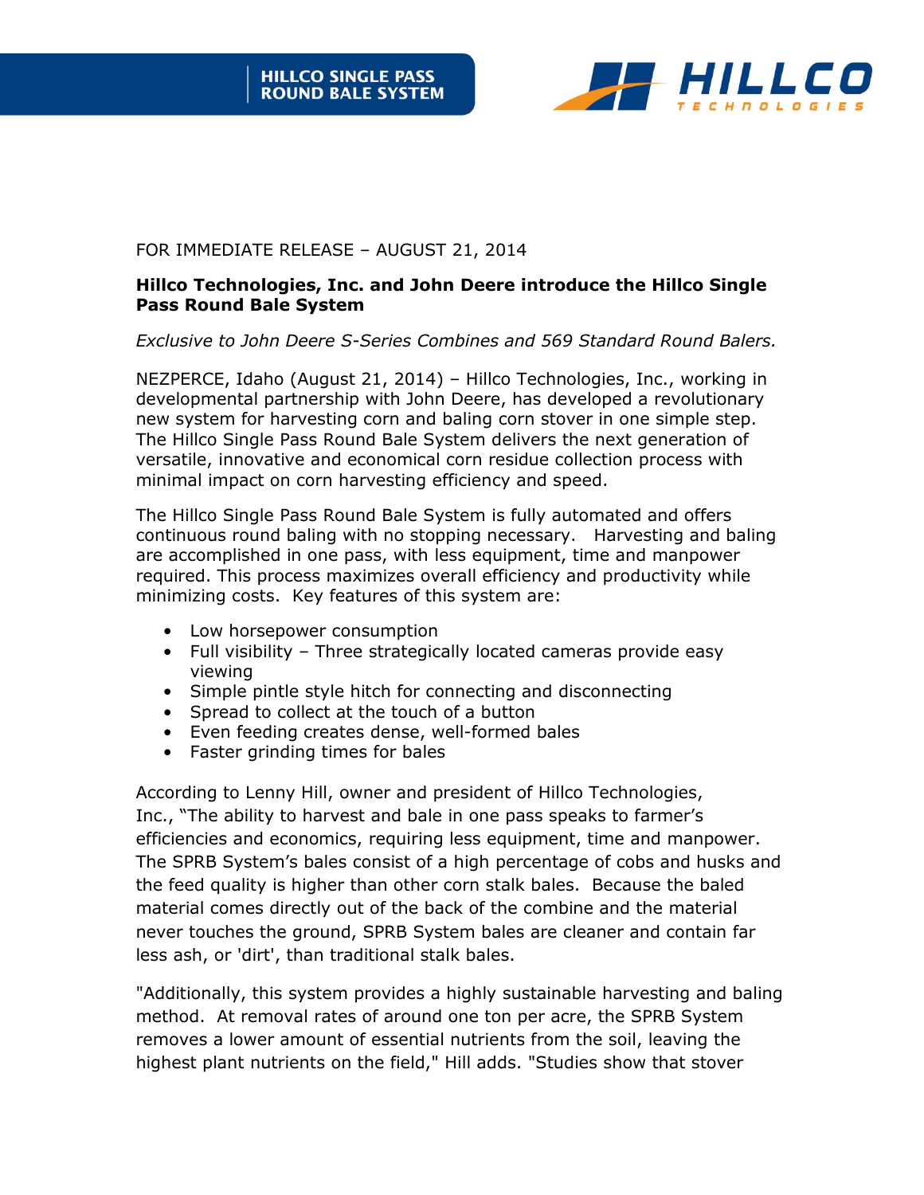HILLCO SINGLE PASS ROUND BALE SYSTEM

HILLCO TECHNOLOGIES

FOR IMMEDIATE RELEASE – AUGUST 21, 2014

**Hillco Technologies, Inc. and John Deere introduce the Hillco Single Pass Round Bale System**

*Exclusive to John Deere S-Series Combines and 569 Standard Round Balers.*

NEZPERCE, Idaho (August 21, 2014) – Hillco Technologies, Inc., working in developmental partnership with John Deere, has developed a revolutionary new system for harvesting corn and baling corn stover in one simple step. The Hillco Single Pass Round Bale System delivers the next generation of versatile, innovative and economical corn residue collection process with minimal impact on corn harvesting efficiency and speed.

The Hillco Single Pass Round Bale System is fully automated and offers continuous round baling with no stopping necessary. Harvesting and baling are accomplished in one pass, with less equipment, time and manpower required. This process maximizes overall efficiency and productivity while minimizing costs. Key features of this system are:

- Low horsepower consumption
- Full visibility – Three strategically located cameras provide easy viewing
- Simple pintle style hitch for connecting and disconnecting
- Spread to collect at the touch of a button
- Even feeding creates dense, well-formed bales
- Faster grinding times for bales

According to Lenny Hill, owner and president of Hillco Technologies, Inc., "The ability to harvest and bale in one pass speaks to farmer's efficiencies and economics, requiring less equipment, time and manpower. The SPRB System's bales consist of a high percentage of cobs and husks and the feed quality is higher than other corn stalk bales. Because the baled material comes directly out of the back of the combine and the material never touches the ground, SPRB System bales are cleaner and contain far less ash, or 'dirt', than traditional stalk bales.

"Additionally, this system provides a highly sustainable harvesting and baling method. At removal rates of around one ton per acre, the SPRB System removes a lower amount of essential nutrients from the soil, leaving the highest plant nutrients on the field," Hill adds. "Studies show that stover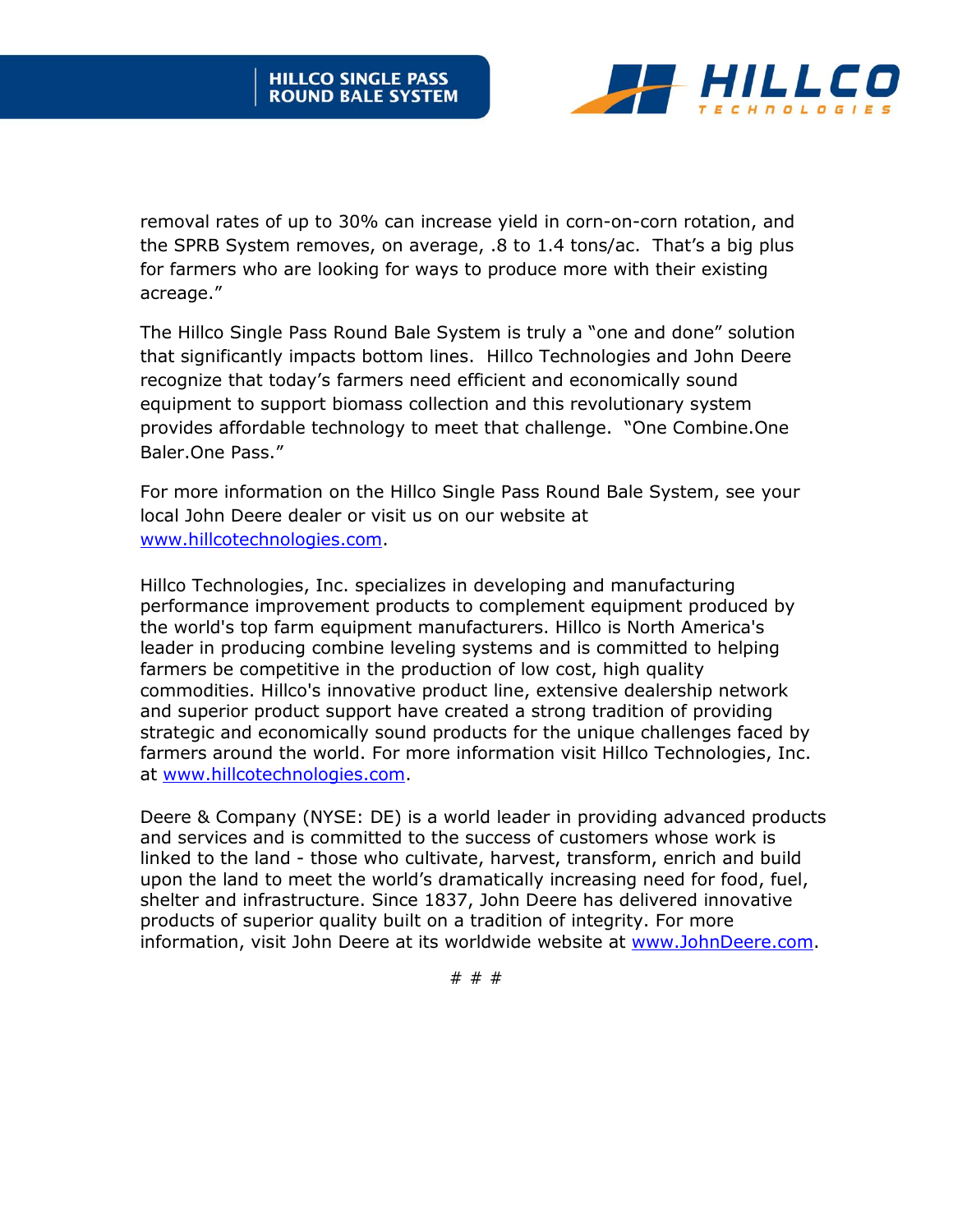removal rates of up to 30% can increase yield in corn-on-corn rotation, and the SPRB System removes, on average, .8 to 1.4 tons/ac. That's a big plus for farmers who are looking for ways to produce more with their existing acreage."

The Hillco Single Pass Round Bale System is truly a "one and done" solution that significantly impacts bottom lines. Hillco Technologies and John Deere recognize that today's farmers need efficient and economically sound equipment to support biomass collection and this revolutionary system provides affordable technology to meet that challenge. "One Combine.One Baler.One Pass."

For more information on the Hillco Single Pass Round Bale System, see your local John Deere dealer or visit us on our website at www.hillcotechnologies.com.

Hillco Technologies, Inc. specializes in developing and manufacturing performance improvement products to complement equipment produced by the world's top farm equipment manufacturers. Hillco is North America's leader in producing combine leveling systems and is committed to helping farmers be competitive in the production of low cost, high quality commodities. Hillco's innovative product line, extensive dealership network and superior product support have created a strong tradition of providing strategic and economically sound products for the unique challenges faced by farmers around the world. For more information visit Hillco Technologies, Inc. at www.hillcotechnologies.com.

Deere & Company (NYSE: DE) is a world leader in providing advanced products and services and is committed to the success of customers whose work is linked to the land - those who cultivate, harvest, transform, enrich and build upon the land to meet the world's dramatically increasing need for food, fuel, shelter and infrastructure. Since 1837, John Deere has delivered innovative products of superior quality built on a tradition of integrity. For more information, visit John Deere at its worldwide website at www.JohnDeere.com.

# # #